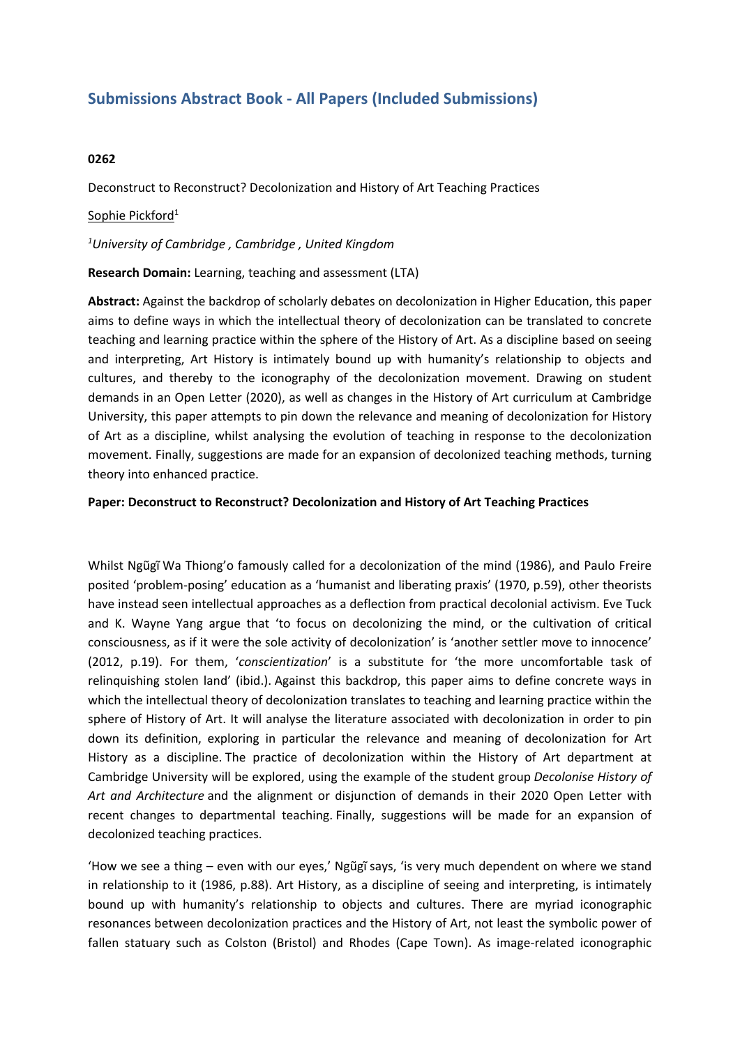# Submissions Abstract Book - All Papers (Included Submissions)

**0262**

Deconstruct to Reconstruct? Decolonization and History of Art Teaching Practices

Sophie Pickford[1]

*[1]University of Cambridge , Cambridge , United Kingdom*

**Research Domain:** Learning, teaching and assessment (LTA)

**Abstract:** Against the backdrop of scholarly debates on decolonization in Higher Education, this paper aims to define ways in which the intellectual theory of decolonization can be translated to concrete teaching and learning practice within the sphere of the History of Art. As a discipline based on seeing and interpreting, Art History is intimately bound up with humanity's relationship to objects and cultures, and thereby to the iconography of the decolonization movement. Drawing on student demands in an Open Letter (2020), as well as changes in the History of Art curriculum at Cambridge University, this paper attempts to pin down the relevance and meaning of decolonization for History of Art as a discipline, whilst analysing the evolution of teaching in response to the decolonization movement. Finally, suggestions are made for an expansion of decolonized teaching methods, turning theory into enhanced practice.

**Paper: Deconstruct to Reconstruct? Decolonization and History of Art Teaching Practices**

Whilst Ngũgĩ Wa Thiong'o famously called for a decolonization of the mind (1986), and Paulo Freire posited 'problem-posing' education as a 'humanist and liberating praxis' (1970, p.59), other theorists have instead seen intellectual approaches as a deflection from practical decolonial activism. Eve Tuck and K. Wayne Yang argue that 'to focus on decolonizing the mind, or the cultivation of critical consciousness, as if it were the sole activity of decolonization' is 'another settler move to innocence' (2012, p.19). For them, '*conscientization*' is a substitute for 'the more uncomfortable task of relinquishing stolen land' (ibid.). Against this backdrop, this paper aims to define concrete ways in which the intellectual theory of decolonization translates to teaching and learning practice within the sphere of History of Art. It will analyse the literature associated with decolonization in order to pin down its definition, exploring in particular the relevance and meaning of decolonization for Art History as a discipline. The practice of decolonization within the History of Art department at Cambridge University will be explored, using the example of the student group *Decolonise History of Art and Architecture* and the alignment or disjunction of demands in their 2020 Open Letter with recent changes to departmental teaching. Finally, suggestions will be made for an expansion of decolonized teaching practices.

'How we see a thing – even with our eyes,' Ngũgĩ says, 'is very much dependent on where we stand in relationship to it (1986, p.88). Art History, as a discipline of seeing and interpreting, is intimately bound up with humanity's relationship to objects and cultures. There are myriad iconographic resonances between decolonization practices and the History of Art, not least the symbolic power of fallen statuary such as Colston (Bristol) and Rhodes (Cape Town). As image-related iconographic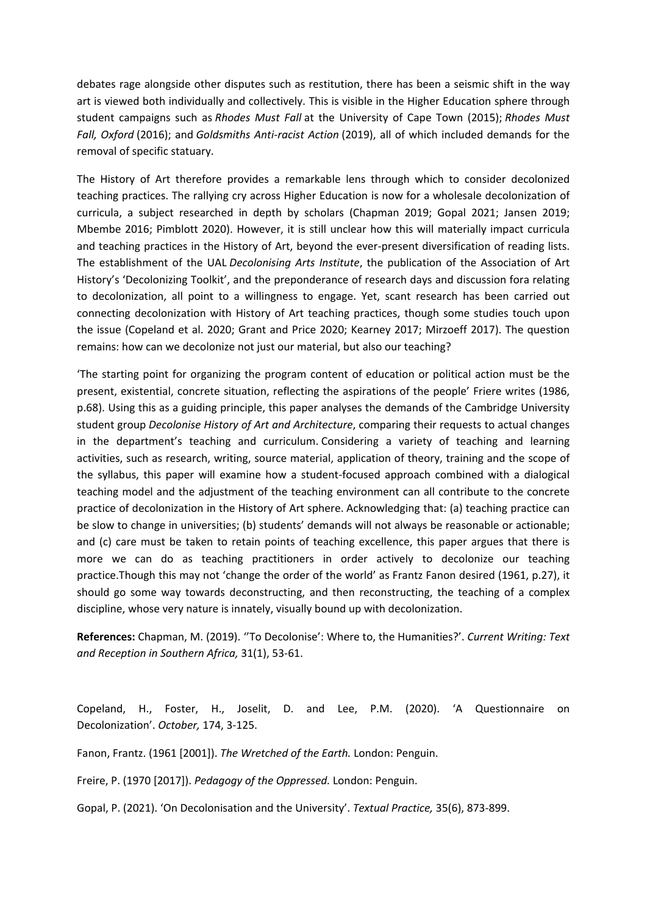debates rage alongside other disputes such as restitution, there has been a seismic shift in the way art is viewed both individually and collectively. This is visible in the Higher Education sphere through student campaigns such as *Rhodes Must Fall* at the University of Cape Town (2015); *Rhodes Must Fall, Oxford* (2016); and *Goldsmiths Anti-racist Action* (2019), all of which included demands for the removal of specific statuary.

The History of Art therefore provides a remarkable lens through which to consider decolonized teaching practices. The rallying cry across Higher Education is now for a wholesale decolonization of curricula, a subject researched in depth by scholars (Chapman 2019; Gopal 2021; Jansen 2019; Mbembe 2016; Pimblott 2020). However, it is still unclear how this will materially impact curricula and teaching practices in the History of Art, beyond the ever-present diversification of reading lists. The establishment of the UAL *Decolonising Arts Institute*, the publication of the Association of Art History's 'Decolonizing Toolkit', and the preponderance of research days and discussion fora relating to decolonization, all point to a willingness to engage. Yet, scant research has been carried out connecting decolonization with History of Art teaching practices, though some studies touch upon the issue (Copeland et al. 2020; Grant and Price 2020; Kearney 2017; Mirzoeff 2017). The question remains: how can we decolonize not just our material, but also our teaching?

'The starting point for organizing the program content of education or political action must be the present, existential, concrete situation, reflecting the aspirations of the people' Friere writes (1986, p.68). Using this as a guiding principle, this paper analyses the demands of the Cambridge University student group *Decolonise History of Art and Architecture*, comparing their requests to actual changes in the department's teaching and curriculum. Considering a variety of teaching and learning activities, such as research, writing, source material, application of theory, training and the scope of the syllabus, this paper will examine how a student-focused approach combined with a dialogical teaching model and the adjustment of the teaching environment can all contribute to the concrete practice of decolonization in the History of Art sphere. Acknowledging that: (a) teaching practice can be slow to change in universities; (b) students' demands will not always be reasonable or actionable; and (c) care must be taken to retain points of teaching excellence, this paper argues that there is more we can do as teaching practitioners in order actively to decolonize our teaching practice.Though this may not 'change the order of the world' as Frantz Fanon desired (1961, p.27), it should go some way towards deconstructing, and then reconstructing, the teaching of a complex discipline, whose very nature is innately, visually bound up with decolonization.

**References:** Chapman, M. (2019). ''To Decolonise': Where to, the Humanities?'. *Current Writing: Text and Reception in Southern Africa,* 31(1), 53-61.

Copeland, H., Foster, H., Joselit, D. and Lee, P.M. (2020). 'A Questionnaire on Decolonization'. *October,* 174, 3-125.

Fanon, Frantz. (1961 [2001]). *The Wretched of the Earth.* London: Penguin.

Freire, P. (1970 [2017]). *Pedagogy of the Oppressed.* London: Penguin.

Gopal, P. (2021). 'On Decolonisation and the University'. *Textual Practice,* 35(6), 873-899.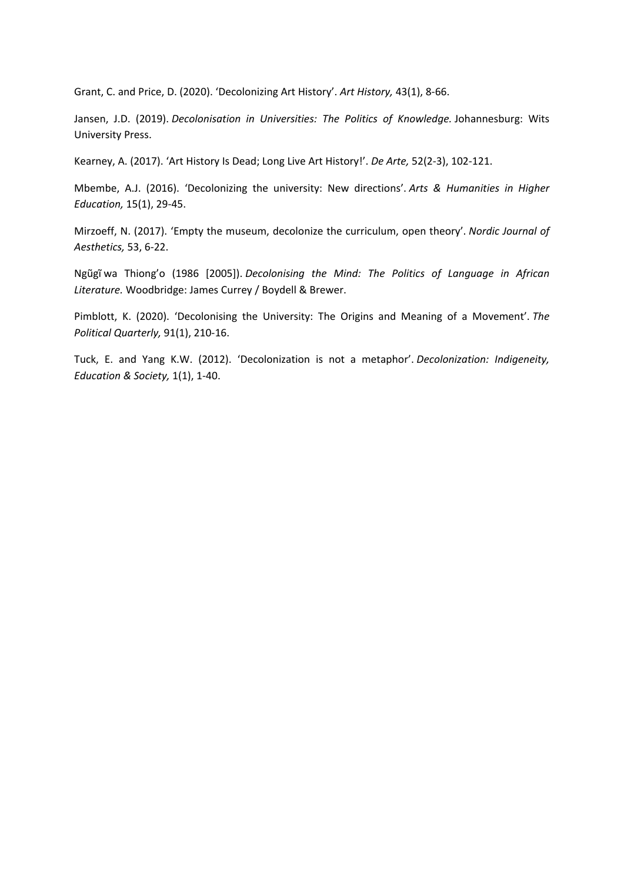Grant, C. and Price, D. (2020). ‘Decolonizing Art History’. *Art History,* 43(1), 8-66.

Jansen, J.D. (2019). *Decolonisation in Universities: The Politics of Knowledge.* Johannesburg: Wits University Press.

Kearney, A. (2017). ‘Art History Is Dead; Long Live Art History!’. *De Arte,* 52(2-3), 102-121.

Mbembe, A.J. (2016). ‘Decolonizing the university: New directions’. *Arts & Humanities in Higher Education,* 15(1), 29-45.

Mirzoeff, N. (2017). ‘Empty the museum, decolonize the curriculum, open theory’. *Nordic Journal of Aesthetics,* 53, 6-22.

Ngũgĩ wa Thiong’o (1986 [2005]). *Decolonising the Mind: The Politics of Language in African Literature.* Woodbridge: James Currey / Boydell & Brewer.

Pimblott, K. (2020). ‘Decolonising the University: The Origins and Meaning of a Movement’. *The Political Quarterly,* 91(1), 210-16.

Tuck, E. and Yang K.W. (2012). ‘Decolonization is not a metaphor’. *Decolonization: Indigeneity, Education & Society,* 1(1), 1-40.